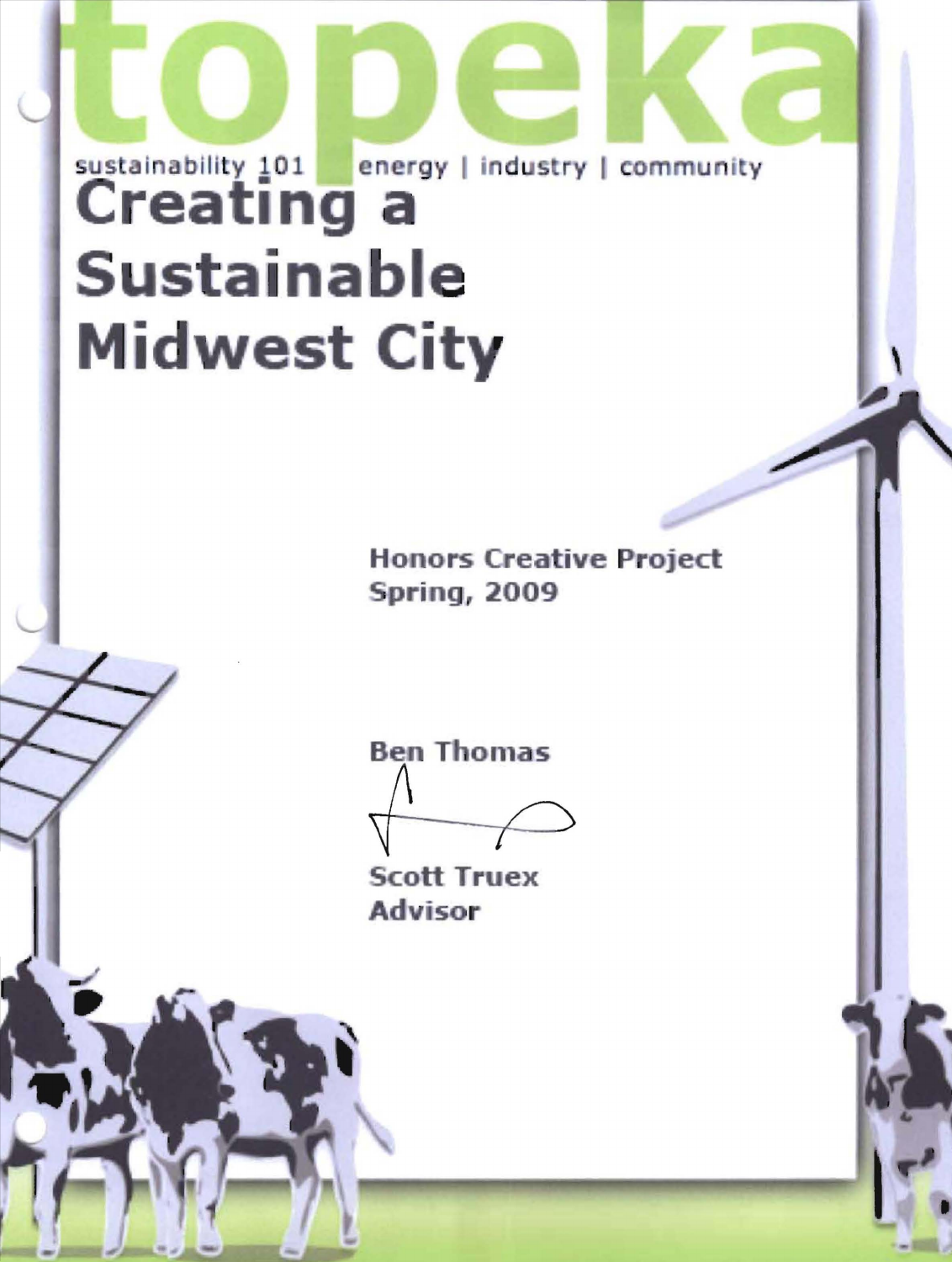# topeka

sustainability 101 energy | industry | community

# Creating a Sustainable Midwest City

**Honors Creative Project**
**Spring, 2009**

**Ben Thomas**

**Scott Truex**
**Advisor**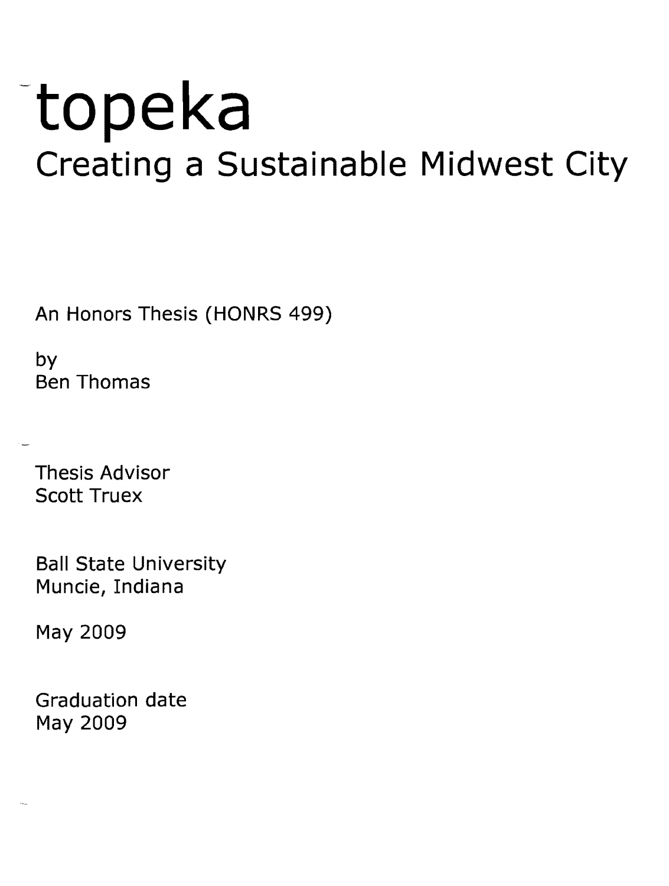# topeka

## Creating a Sustainable Midwest City

An Honors Thesis (HONRS 499)

by
Ben Thomas

Thesis Advisor
Scott Truex

Ball State University
Muncie, Indiana

May 2009

Graduation date
May 2009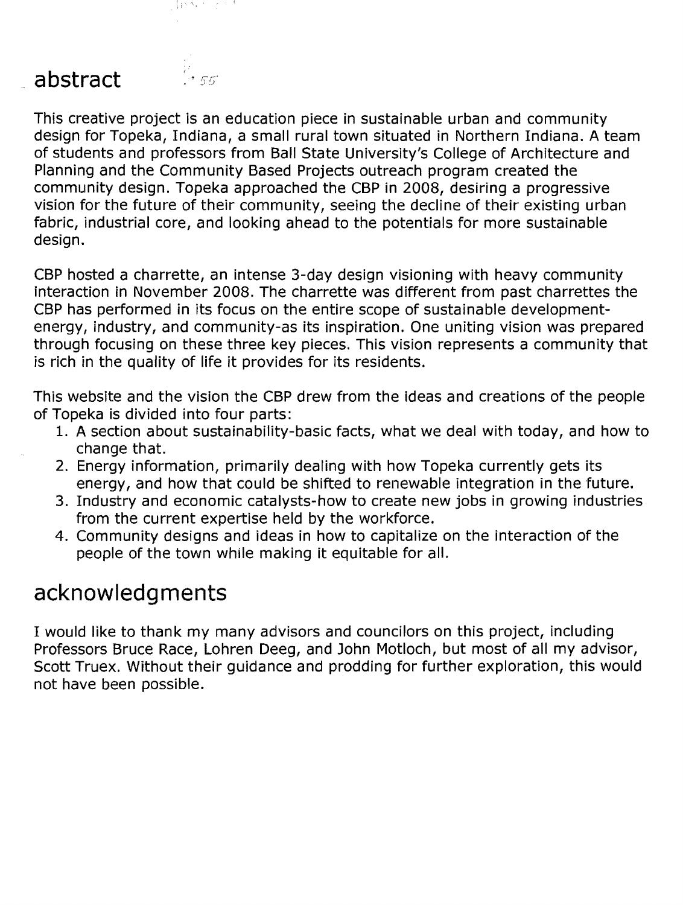## abstract

This creative project is an education piece in sustainable urban and community design for Topeka, Indiana, a small rural town situated in Northern Indiana. A team of students and professors from Ball State University's College of Architecture and Planning and the Community Based Projects outreach program created the community design. Topeka approached the CBP in 2008, desiring a progressive vision for the future of their community, seeing the decline of their existing urban fabric, industrial core, and looking ahead to the potentials for more sustainable design.

CBP hosted a charrette, an intense 3-day design visioning with heavy community interaction in November 2008. The charrette was different from past charrettes the CBP has performed in its focus on the entire scope of sustainable development-energy, industry, and community-as its inspiration. One uniting vision was prepared through focusing on these three key pieces. This vision represents a community that is rich in the quality of life it provides for its residents.

This website and the vision the CBP drew from the ideas and creations of the people of Topeka is divided into four parts:

1. A section about sustainability-basic facts, what we deal with today, and how to change that.
2. Energy information, primarily dealing with how Topeka currently gets its energy, and how that could be shifted to renewable integration in the future.
3. Industry and economic catalysts-how to create new jobs in growing industries from the current expertise held by the workforce.
4. Community designs and ideas in how to capitalize on the interaction of the people of the town while making it equitable for all.

## acknowledgments

I would like to thank my many advisors and councilors on this project, including Professors Bruce Race, Lohren Deeg, and John Motloch, but most of all my advisor, Scott Truex. Without their guidance and prodding for further exploration, this would not have been possible.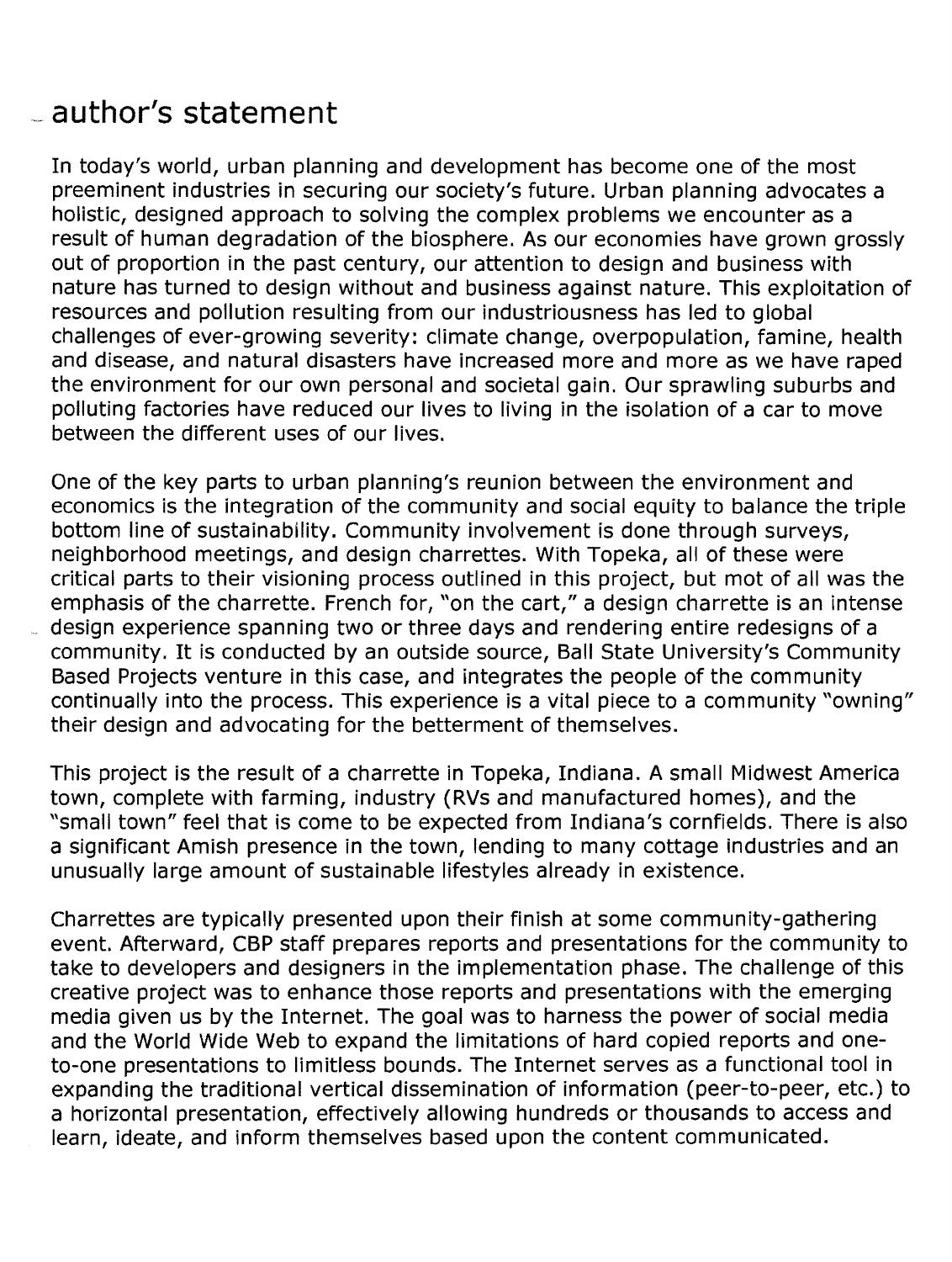## author's statement

In today's world, urban planning and development has become one of the most preeminent industries in securing our society's future. Urban planning advocates a holistic, designed approach to solving the complex problems we encounter as a result of human degradation of the biosphere. As our economies have grown grossly out of proportion in the past century, our attention to design and business with nature has turned to design without and business against nature. This exploitation of resources and pollution resulting from our industriousness has led to global challenges of ever-growing severity: climate change, overpopulation, famine, health and disease, and natural disasters have increased more and more as we have raped the environment for our own personal and societal gain. Our sprawling suburbs and polluting factories have reduced our lives to living in the isolation of a car to move between the different uses of our lives.

One of the key parts to urban planning's reunion between the environment and economics is the integration of the community and social equity to balance the triple bottom line of sustainability. Community involvement is done through surveys, neighborhood meetings, and design charrettes. With Topeka, all of these were critical parts to their visioning process outlined in this project, but mot of all was the emphasis of the charrette. French for, "on the cart," a design charrette is an intense design experience spanning two or three days and rendering entire redesigns of a community. It is conducted by an outside source, Ball State University's Community Based Projects venture in this case, and integrates the people of the community continually into the process. This experience is a vital piece to a community "owning" their design and advocating for the betterment of themselves.

This project is the result of a charrette in Topeka, Indiana. A small Midwest America town, complete with farming, industry (RVs and manufactured homes), and the "small town" feel that is come to be expected from Indiana's cornfields. There is also a significant Amish presence in the town, lending to many cottage industries and an unusually large amount of sustainable lifestyles already in existence.

Charrettes are typically presented upon their finish at some community-gathering event. Afterward, CBP staff prepares reports and presentations for the community to take to developers and designers in the implementation phase. The challenge of this creative project was to enhance those reports and presentations with the emerging media given us by the Internet. The goal was to harness the power of social media and the World Wide Web to expand the limitations of hard copied reports and one-to-one presentations to limitless bounds. The Internet serves as a functional tool in expanding the traditional vertical dissemination of information (peer-to-peer, etc.) to a horizontal presentation, effectively allowing hundreds or thousands to access and learn, ideate, and inform themselves based upon the content communicated.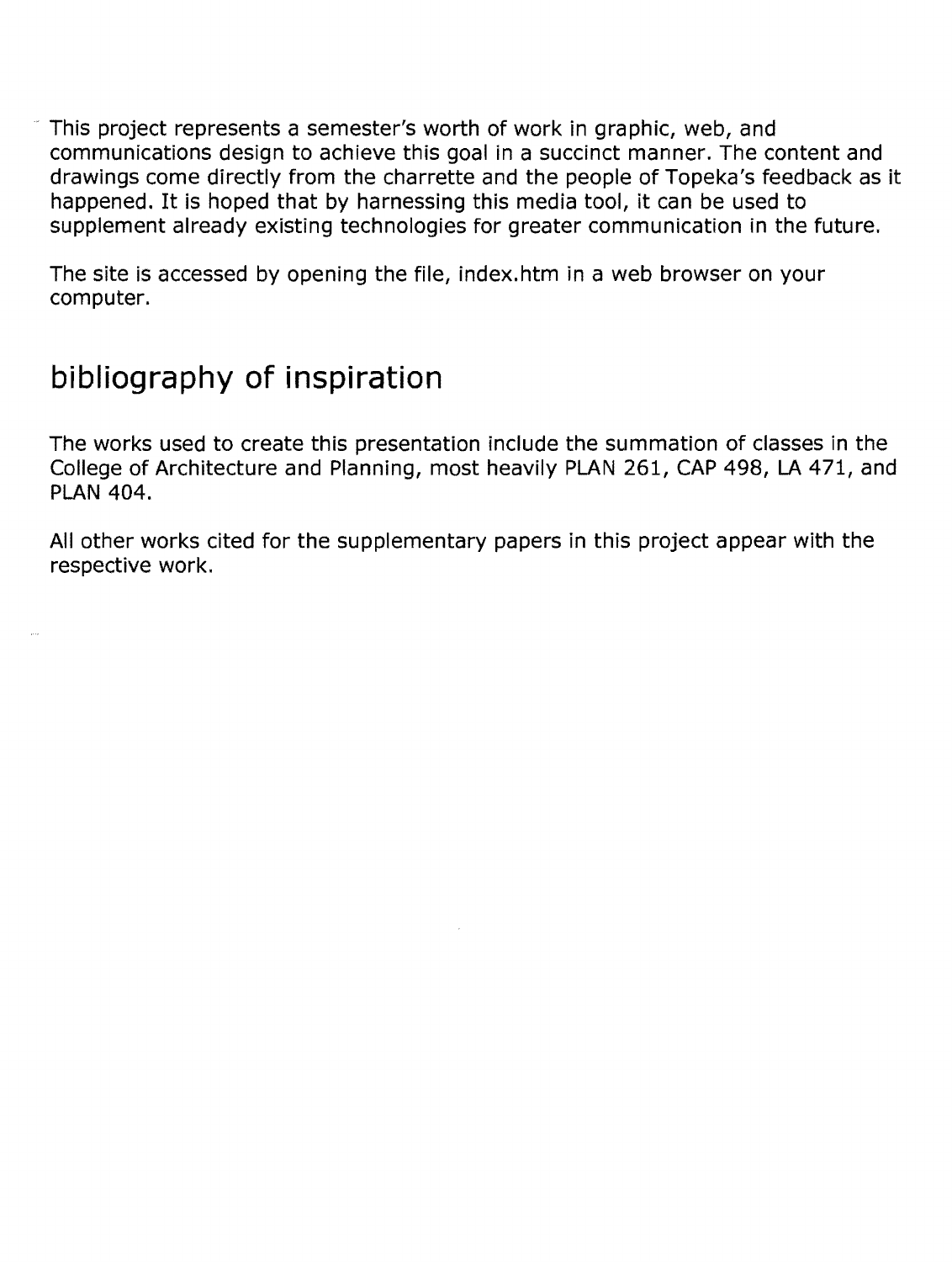This project represents a semester's worth of work in graphic, web, and communications design to achieve this goal in a succinct manner. The content and drawings come directly from the charrette and the people of Topeka's feedback as it happened. It is hoped that by harnessing this media tool, it can be used to supplement already existing technologies for greater communication in the future.

The site is accessed by opening the file, index.htm in a web browser on your computer.

## bibliography of inspiration

The works used to create this presentation include the summation of classes in the College of Architecture and Planning, most heavily PLAN 261, CAP 498, LA 471, and PLAN 404.

All other works cited for the supplementary papers in this project appear with the respective work.